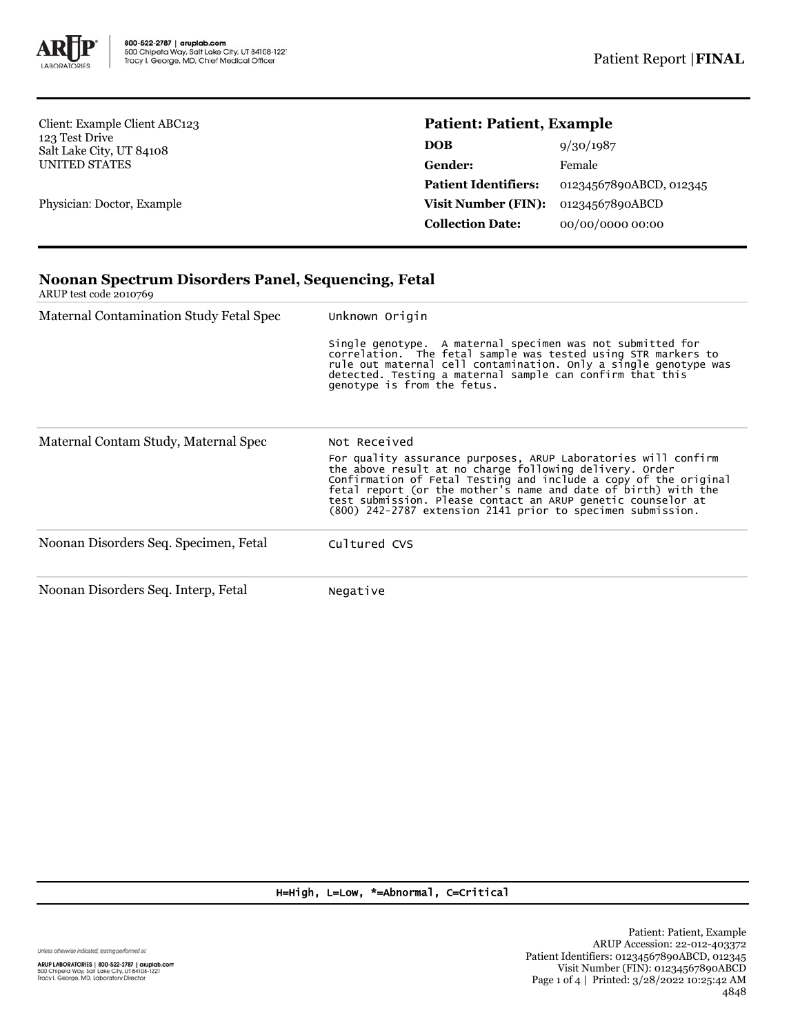800-522-2787 | aruplab.com
500 Chipeta Way, Salt Lake City, UT 84108-1221
Tracy I. George, MD, Chief Medical Officer

Patient Report | **FINAL**

Client: Example Client ABC123
123 Test Drive
Salt Lake City, UT 84108
UNITED STATES

Physician: Doctor, Example

**Patient: Patient, Example**

| | |
|---|---|
| **DOB** | 9/30/1987 |
| **Gender:** | Female |
| **Patient Identifiers:** | 01234567890ABCD, 012345 |
| **Visit Number (FIN):** | 01234567890ABCD |
| **Collection Date:** | 00/00/0000 00:00 |

## Noonan Spectrum Disorders Panel, Sequencing, Fetal

ARUP test code 2010769

| | |
|---|---|
| Maternal Contamination Study Fetal Spec | Unknown Origin<br><br>Single genotype. A maternal specimen was not submitted for correlation. The fetal sample was tested using STR markers to rule out maternal cell contamination. Only a single genotype was detected. Testing a maternal sample can confirm that this genotype is from the fetus. |
| Maternal Contam Study, Maternal Spec | Not Received<br><br>For quality assurance purposes, ARUP Laboratories will confirm the above result at no charge following delivery. Order Confirmation of Fetal Testing and include a copy of the original fetal report (or the mother's name and date of birth) with the test submission. Please contact an ARUP genetic counselor at (800) 242-2787 extension 2141 prior to specimen submission. |
| Noonan Disorders Seq. Specimen, Fetal | Cultured CVS |
| Noonan Disorders Seq. Interp, Fetal | Negative |

H=High, L=Low, *=Abnormal, C=Critical

Unless otherwise indicated, testing performed at:

ARUP LABORATORIES | 800-522-2787 | aruplab.com
500 Chipeta Way, Salt Lake City, UT 84108-1221
Tracy I. George, MD, Laboratory Director

Patient: Patient, Example
ARUP Accession: 22-012-403372
Patient Identifiers: 01234567890ABCD, 012345
Visit Number (FIN): 01234567890ABCD
Printed: 3/28/2022 10:25:42 AM
4848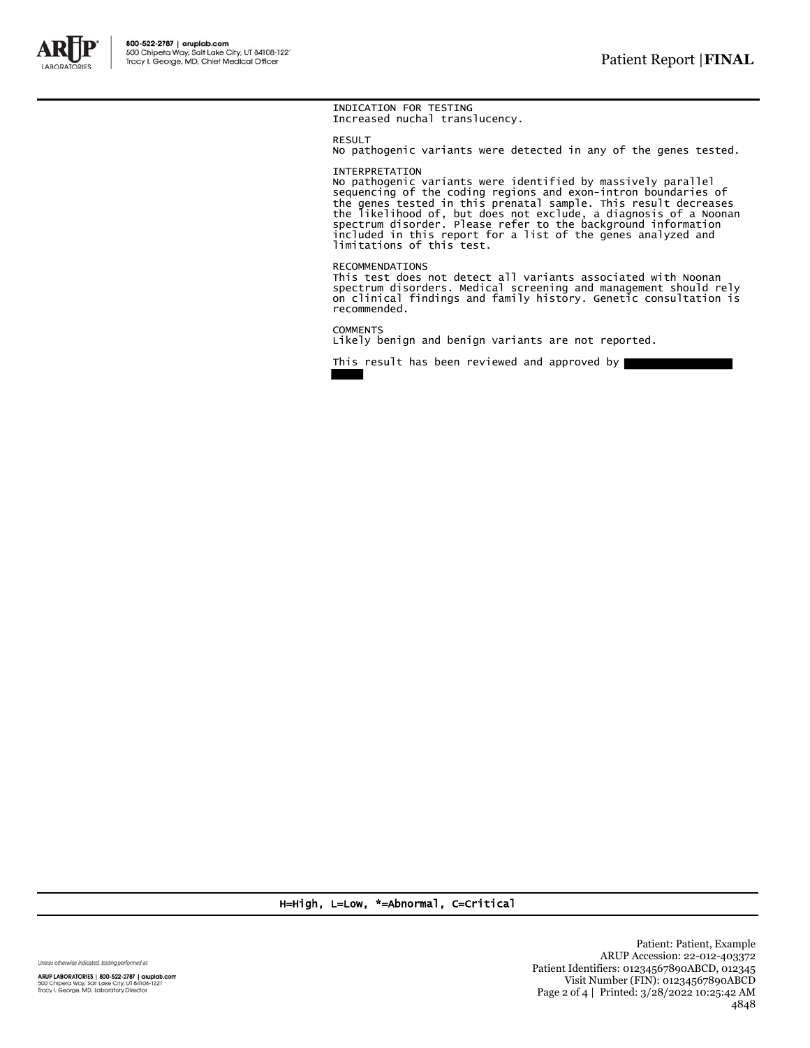INDICATION FOR TESTING
Increased nuchal translucency.

RESULT
No pathogenic variants were detected in any of the genes tested.

INTERPRETATION
No pathogenic variants were identified by massively parallel sequencing of the coding regions and exon-intron boundaries of the genes tested in this prenatal sample. This result decreases the likelihood of, but does not exclude, a diagnosis of a Noonan spectrum disorder. Please refer to the background information included in this report for a list of the genes analyzed and limitations of this test.

RECOMMENDATIONS
This test does not detect all variants associated with Noonan spectrum disorders. Medical screening and management should rely on clinical findings and family history. Genetic consultation is recommended.

COMMENTS
Likely benign and benign variants are not reported.

This result has been reviewed and approved by

H=High, L=Low, *=Abnormal, C=Critical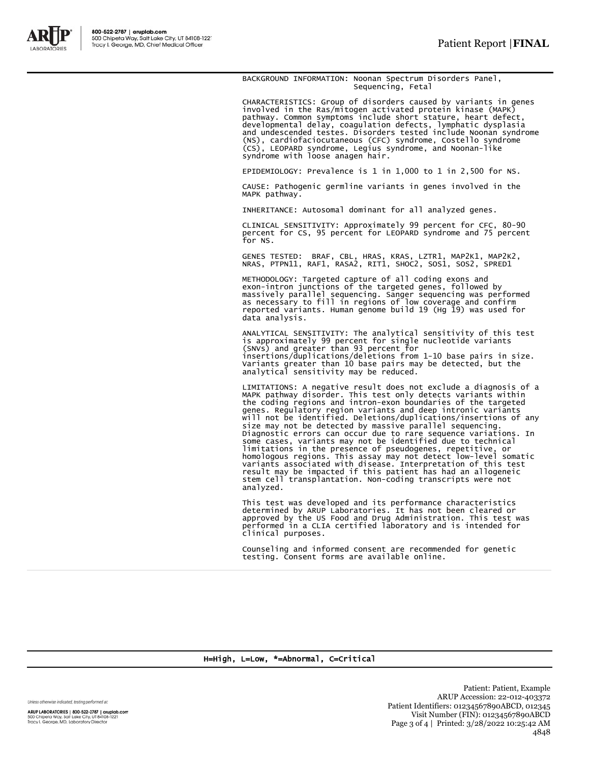BACKGROUND INFORMATION: Noonan Spectrum Disorders Panel, Sequencing, Fetal

CHARACTERISTICS: Group of disorders caused by variants in genes involved in the Ras/mitogen activated protein kinase (MAPK) pathway. Common symptoms include short stature, heart defect, developmental delay, coagulation defects, lymphatic dysplasia and undescended testes. Disorders tested include Noonan syndrome (NS), cardiofaciocutaneous (CFC) syndrome, Costello syndrome (CS), LEOPARD syndrome, Legius syndrome, and Noonan-like syndrome with loose anagen hair.

EPIDEMIOLOGY: Prevalence is 1 in 1,000 to 1 in 2,500 for NS.

CAUSE: Pathogenic germline variants in genes involved in the MAPK pathway.

INHERITANCE: Autosomal dominant for all analyzed genes.

CLINICAL SENSITIVITY: Approximately 99 percent for CFC, 80-90 percent for CS, 95 percent for LEOPARD syndrome and 75 percent for NS.

GENES TESTED: BRAF, CBL, HRAS, KRAS, LZTR1, MAP2K1, MAP2K2, NRAS, PTPN11, RAF1, RASA2, RIT1, SHOC2, SOS1, SOS2, SPRED1

METHODOLOGY: Targeted capture of all coding exons and exon-intron junctions of the targeted genes, followed by massively parallel sequencing. Sanger sequencing was performed as necessary to fill in regions of low coverage and confirm reported variants. Human genome build 19 (Hg 19) was used for data analysis.

ANALYTICAL SENSITIVITY: The analytical sensitivity of this test is approximately 99 percent for single nucleotide variants (SNVs) and greater than 93 percent for insertions/duplications/deletions from 1-10 base pairs in size. Variants greater than 10 base pairs may be detected, but the analytical sensitivity may be reduced.

LIMITATIONS: A negative result does not exclude a diagnosis of a MAPK pathway disorder. This test only detects variants within the coding regions and intron-exon boundaries of the targeted genes. Regulatory region variants and deep intronic variants will not be identified. Deletions/duplications/insertions of any size may not be detected by massive parallel sequencing. Diagnostic errors can occur due to rare sequence variations. In some cases, variants may not be identified due to technical limitations in the presence of pseudogenes, repetitive, or homologous regions. This assay may not detect low-level somatic variants associated with disease. Interpretation of this test result may be impacted if this patient has had an allogeneic stem cell transplantation. Non-coding transcripts were not analyzed.

This test was developed and its performance characteristics determined by ARUP Laboratories. It has not been cleared or approved by the US Food and Drug Administration. This test was performed in a CLIA certified laboratory and is intended for clinical purposes.

Counseling and informed consent are recommended for genetic testing. Consent forms are available online.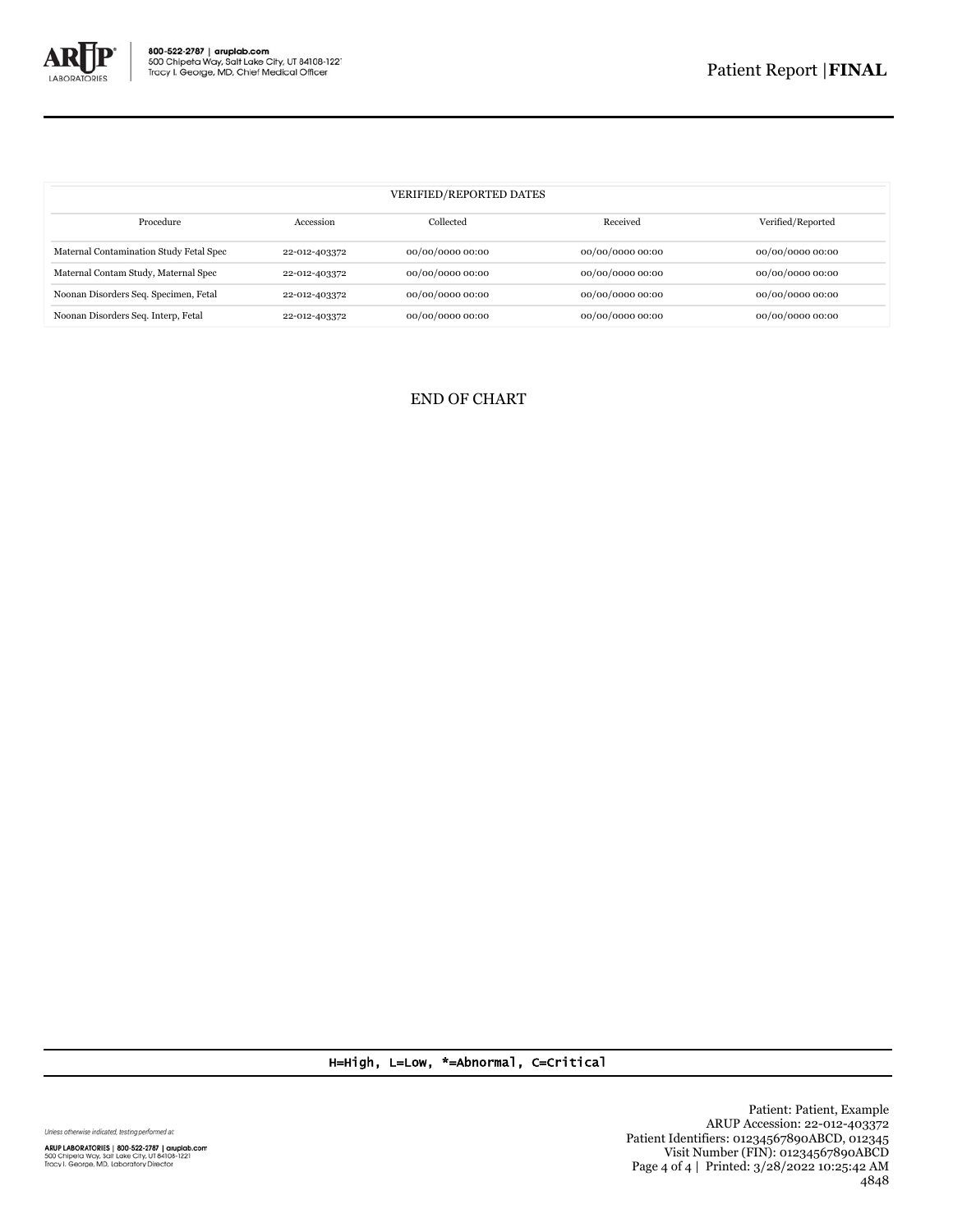| VERIFIED/REPORTED DATES | | | | |
|---|---|---|---|---|
| Procedure | Accession | Collected | Received | Verified/Reported |
| Maternal Contamination Study Fetal Spec | 22-012-403372 | 00/00/0000 00:00 | 00/00/0000 00:00 | 00/00/0000 00:00 |
| Maternal Contam Study, Maternal Spec | 22-012-403372 | 00/00/0000 00:00 | 00/00/0000 00:00 | 00/00/0000 00:00 |
| Noonan Disorders Seq. Specimen, Fetal | 22-012-403372 | 00/00/0000 00:00 | 00/00/0000 00:00 | 00/00/0000 00:00 |
| Noonan Disorders Seq. Interp, Fetal | 22-012-403372 | 00/00/0000 00:00 | 00/00/0000 00:00 | 00/00/0000 00:00 |

END OF CHART

H=High, L=Low, *=Abnormal, C=Critical